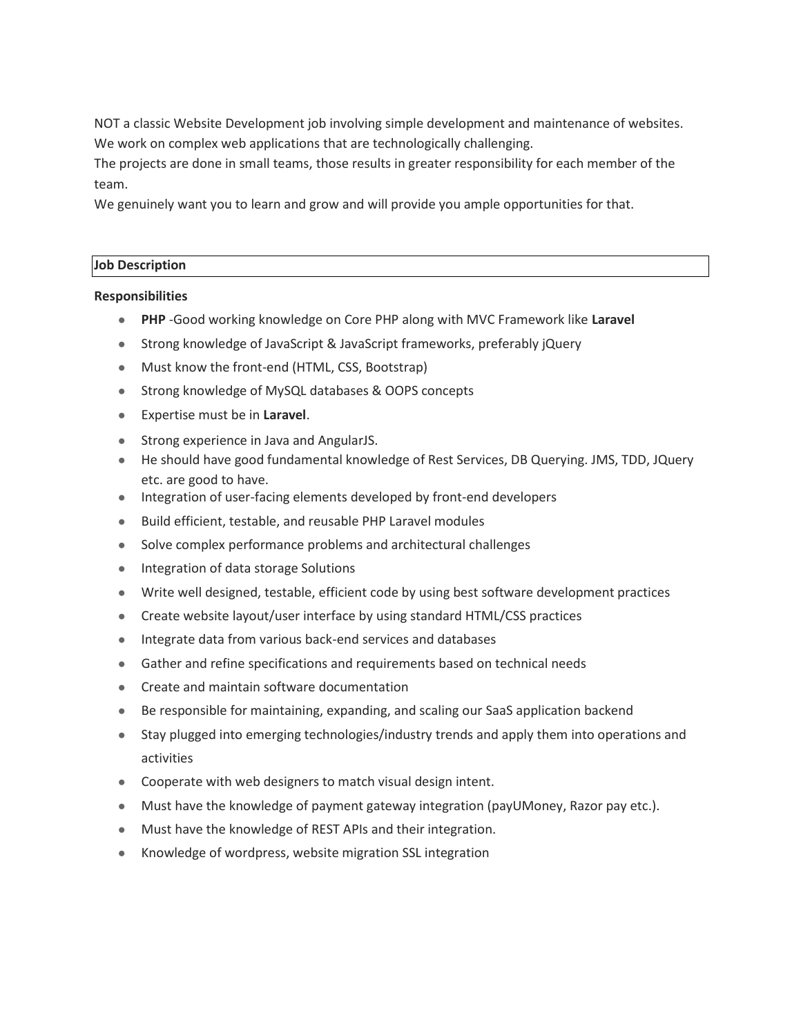NOT a classic Website Development job involving simple development and maintenance of websites.
We work on complex web applications that are technologically challenging.
The projects are done in small teams, those results in greater responsibility for each member of the team.
We genuinely want you to learn and grow and will provide you ample opportunities for that.

| **Job Description** |
|---|

**Responsibilities**

- **PHP** -Good working knowledge on Core PHP along with MVC Framework like **Laravel**
- Strong knowledge of JavaScript & JavaScript frameworks, preferably jQuery
- Must know the front-end (HTML, CSS, Bootstrap)
- Strong knowledge of MySQL databases & OOPS concepts
- Expertise must be in **Laravel**.
- Strong experience in Java and AngularJS.
- He should have good fundamental knowledge of Rest Services, DB Querying. JMS, TDD, JQuery etc. are good to have.
- Integration of user-facing elements developed by front-end developers
- Build efficient, testable, and reusable PHP Laravel modules
- Solve complex performance problems and architectural challenges
- Integration of data storage Solutions
- Write well designed, testable, efficient code by using best software development practices
- Create website layout/user interface by using standard HTML/CSS practices
- Integrate data from various back-end services and databases
- Gather and refine specifications and requirements based on technical needs
- Create and maintain software documentation
- Be responsible for maintaining, expanding, and scaling our SaaS application backend
- Stay plugged into emerging technologies/industry trends and apply them into operations and activities
- Cooperate with web designers to match visual design intent.
- Must have the knowledge of payment gateway integration (payUMoney, Razor pay etc.).
- Must have the knowledge of REST APIs and their integration.
- Knowledge of wordpress, website migration SSL integration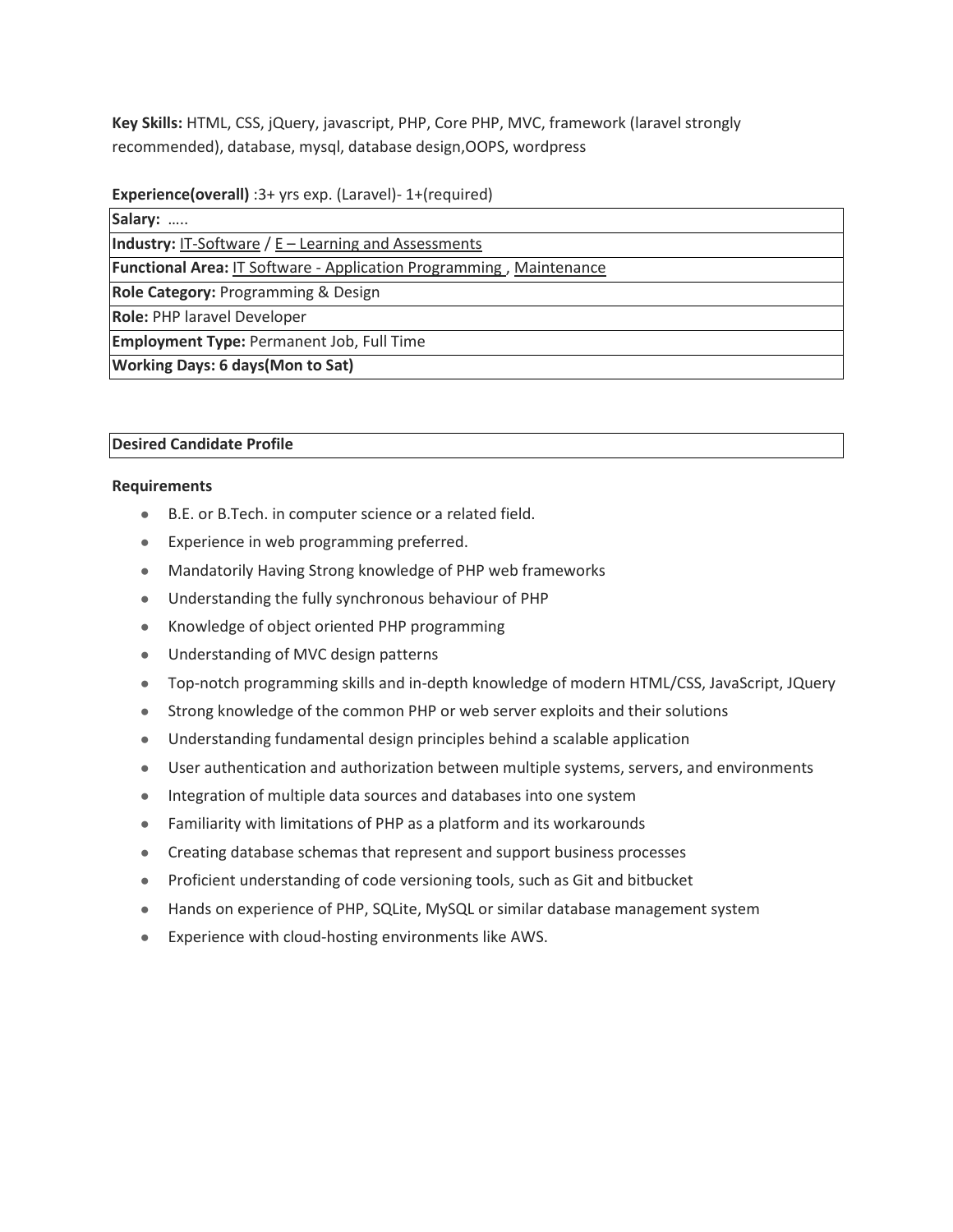**Key Skills:** HTML, CSS, jQuery, javascript, PHP, Core PHP, MVC, framework (laravel strongly recommended), database, mysql, database design,OOPS, wordpress

**Experience(overall)** :3+ yrs exp. (Laravel)- 1+(required)

| | |
|---|---|
| **Salary:** ….. | |
| **Industry:** IT-Software / E – Learning and Assessments | |
| **Functional Area:** IT Software - Application Programming , Maintenance | |
| **Role Category:** Programming & Design | |
| **Role:** PHP laravel Developer | |
| **Employment Type:** Permanent Job, Full Time | |
| **Working Days: 6 days(Mon to Sat)** | |

**Desired Candidate Profile**

**Requirements**

- B.E. or B.Tech. in computer science or a related field.
- Experience in web programming preferred.
- Mandatorily Having Strong knowledge of PHP web frameworks
- Understanding the fully synchronous behaviour of PHP
- Knowledge of object oriented PHP programming
- Understanding of MVC design patterns
- Top-notch programming skills and in-depth knowledge of modern HTML/CSS, JavaScript, JQuery
- Strong knowledge of the common PHP or web server exploits and their solutions
- Understanding fundamental design principles behind a scalable application
- User authentication and authorization between multiple systems, servers, and environments
- Integration of multiple data sources and databases into one system
- Familiarity with limitations of PHP as a platform and its workarounds
- Creating database schemas that represent and support business processes
- Proficient understanding of code versioning tools, such as Git and bitbucket
- Hands on experience of PHP, SQLite, MySQL or similar database management system
- Experience with cloud-hosting environments like AWS.